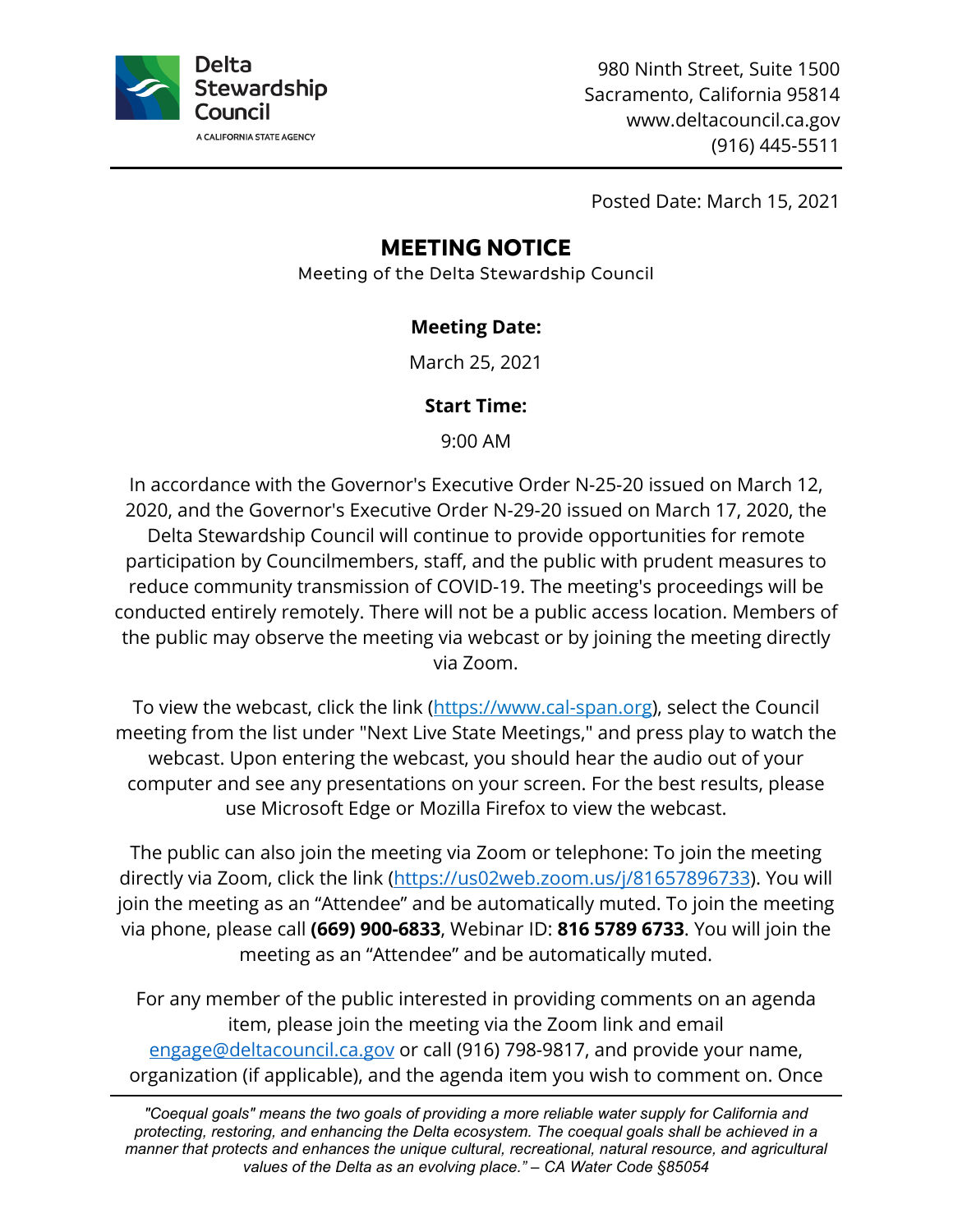Delta Stewardship Council

A CALIFORNIA STATE AGENCY

980 Ninth Street, Suite 1500
Sacramento, California 95814
www.deltacouncil.ca.gov
(916) 445-5511

Posted Date: March 15, 2021

# MEETING NOTICE

Meeting of the Delta Stewardship Council

**Meeting Date:**

March 25, 2021

**Start Time:**

9:00 AM

In accordance with the Governor's Executive Order N-25-20 issued on March 12, 2020, and the Governor's Executive Order N-29-20 issued on March 17, 2020, the Delta Stewardship Council will continue to provide opportunities for remote participation by Councilmembers, staff, and the public with prudent measures to reduce community transmission of COVID-19. The meeting's proceedings will be conducted entirely remotely. There will not be a public access location. Members of the public may observe the meeting via webcast or by joining the meeting directly via Zoom.

To view the webcast, click the link (https://www.cal-span.org), select the Council meeting from the list under "Next Live State Meetings," and press play to watch the webcast. Upon entering the webcast, you should hear the audio out of your computer and see any presentations on your screen. For the best results, please use Microsoft Edge or Mozilla Firefox to view the webcast.

The public can also join the meeting via Zoom or telephone: To join the meeting directly via Zoom, click the link (https://us02web.zoom.us/j/81657896733). You will join the meeting as an "Attendee" and be automatically muted. To join the meeting via phone, please call **(669) 900-6833**, Webinar ID: **816 5789 6733**. You will join the meeting as an "Attendee" and be automatically muted.

For any member of the public interested in providing comments on an agenda item, please join the meeting via the Zoom link and email engage@deltacouncil.ca.gov or call (916) 798-9817, and provide your name, organization (if applicable), and the agenda item you wish to comment on. Once

*"Coequal goals" means the two goals of providing a more reliable water supply for California and protecting, restoring, and enhancing the Delta ecosystem. The coequal goals shall be achieved in a manner that protects and enhances the unique cultural, recreational, natural resource, and agricultural values of the Delta as an evolving place." – CA Water Code §85054*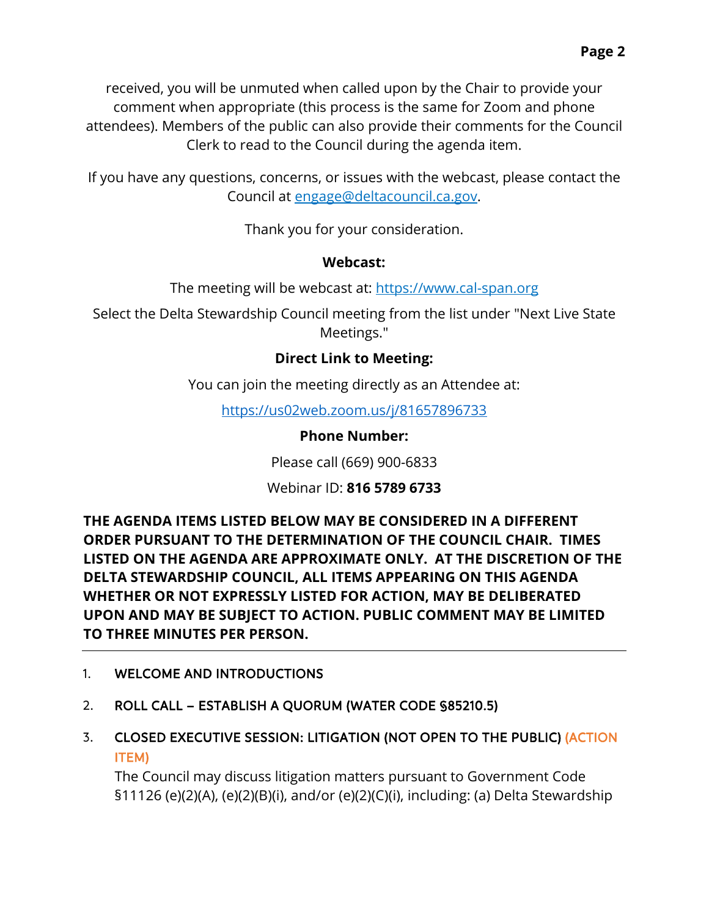received, you will be unmuted when called upon by the Chair to provide your comment when appropriate (this process is the same for Zoom and phone attendees). Members of the public can also provide their comments for the Council Clerk to read to the Council during the agenda item.

If you have any questions, concerns, or issues with the webcast, please contact the Council at [engage@deltacouncil.ca.gov](mailto:engage@deltacouncil.ca.gov).

Thank you for your consideration.

**Webcast:**

The meeting will be webcast at: [https://www.cal-span.org](https://www.cal-span.org)

Select the Delta Stewardship Council meeting from the list under "Next Live State Meetings."

**Direct Link to Meeting:**

You can join the meeting directly as an Attendee at:

[https://us02web.zoom.us/j/81657896733](https://us02web.zoom.us/j/81657896733)

**Phone Number:**

Please call (669) 900-6833

Webinar ID: **816 5789 6733**

**THE AGENDA ITEMS LISTED BELOW MAY BE CONSIDERED IN A DIFFERENT ORDER PURSUANT TO THE DETERMINATION OF THE COUNCIL CHAIR. TIMES LISTED ON THE AGENDA ARE APPROXIMATE ONLY. AT THE DISCRETION OF THE DELTA STEWARDSHIP COUNCIL, ALL ITEMS APPEARING ON THIS AGENDA WHETHER OR NOT EXPRESSLY LISTED FOR ACTION, MAY BE DELIBERATED UPON AND MAY BE SUBJECT TO ACTION. PUBLIC COMMENT MAY BE LIMITED TO THREE MINUTES PER PERSON.**

---

1. WELCOME AND INTRODUCTIONS
2. ROLL CALL – ESTABLISH A QUORUM (WATER CODE §85210.5)
3. CLOSED EXECUTIVE SESSION: LITIGATION (NOT OPEN TO THE PUBLIC) (ACTION ITEM)
   The Council may discuss litigation matters pursuant to Government Code §11126 (e)(2)(A), (e)(2)(B)(i), and/or (e)(2)(C)(i), including: (a) Delta Stewardship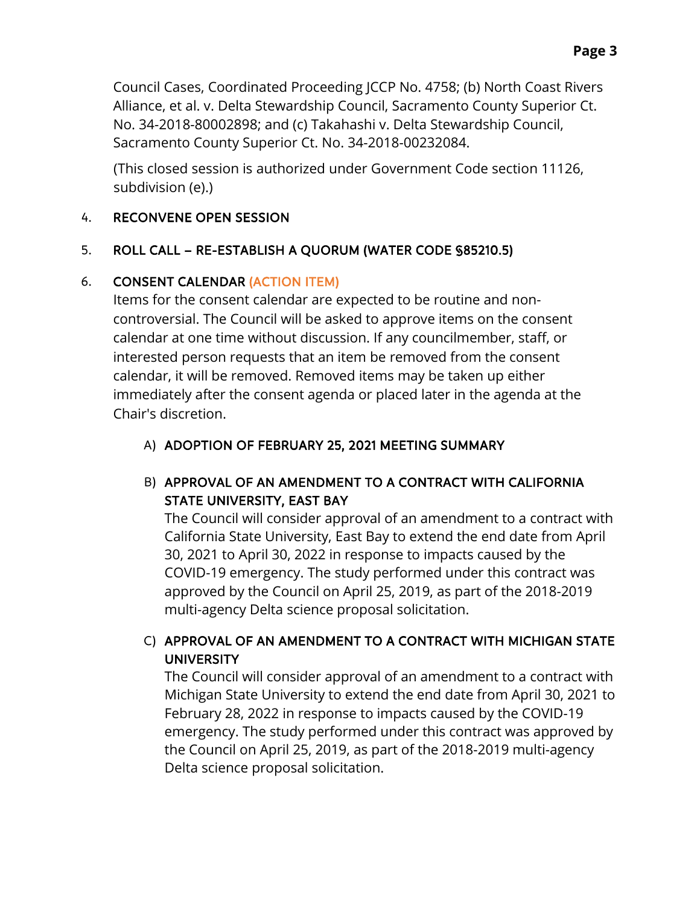Council Cases, Coordinated Proceeding JCCP No. 4758; (b) North Coast Rivers Alliance, et al. v. Delta Stewardship Council, Sacramento County Superior Ct. No. 34-2018-80002898; and (c) Takahashi v. Delta Stewardship Council, Sacramento County Superior Ct. No. 34-2018-00232084.

(This closed session is authorized under Government Code section 11126, subdivision (e).)

4. **RECONVENE OPEN SESSION**

5. **ROLL CALL – RE-ESTABLISH A QUORUM (WATER CODE §85210.5)**

6. **CONSENT CALENDAR (ACTION ITEM)**
   Items for the consent calendar are expected to be routine and non-controversial. The Council will be asked to approve items on the consent calendar at one time without discussion. If any councilmember, staff, or interested person requests that an item be removed from the consent calendar, it will be removed. Removed items may be taken up either immediately after the consent agenda or placed later in the agenda at the Chair's discretion.

   A) **ADOPTION OF FEBRUARY 25, 2021 MEETING SUMMARY**

   B) **APPROVAL OF AN AMENDMENT TO A CONTRACT WITH CALIFORNIA STATE UNIVERSITY, EAST BAY**
   The Council will consider approval of an amendment to a contract with California State University, East Bay to extend the end date from April 30, 2021 to April 30, 2022 in response to impacts caused by the COVID-19 emergency. The study performed under this contract was approved by the Council on April 25, 2019, as part of the 2018-2019 multi-agency Delta science proposal solicitation.

   C) **APPROVAL OF AN AMENDMENT TO A CONTRACT WITH MICHIGAN STATE UNIVERSITY**
   The Council will consider approval of an amendment to a contract with Michigan State University to extend the end date from April 30, 2021 to February 28, 2022 in response to impacts caused by the COVID-19 emergency. The study performed under this contract was approved by the Council on April 25, 2019, as part of the 2018-2019 multi-agency Delta science proposal solicitation.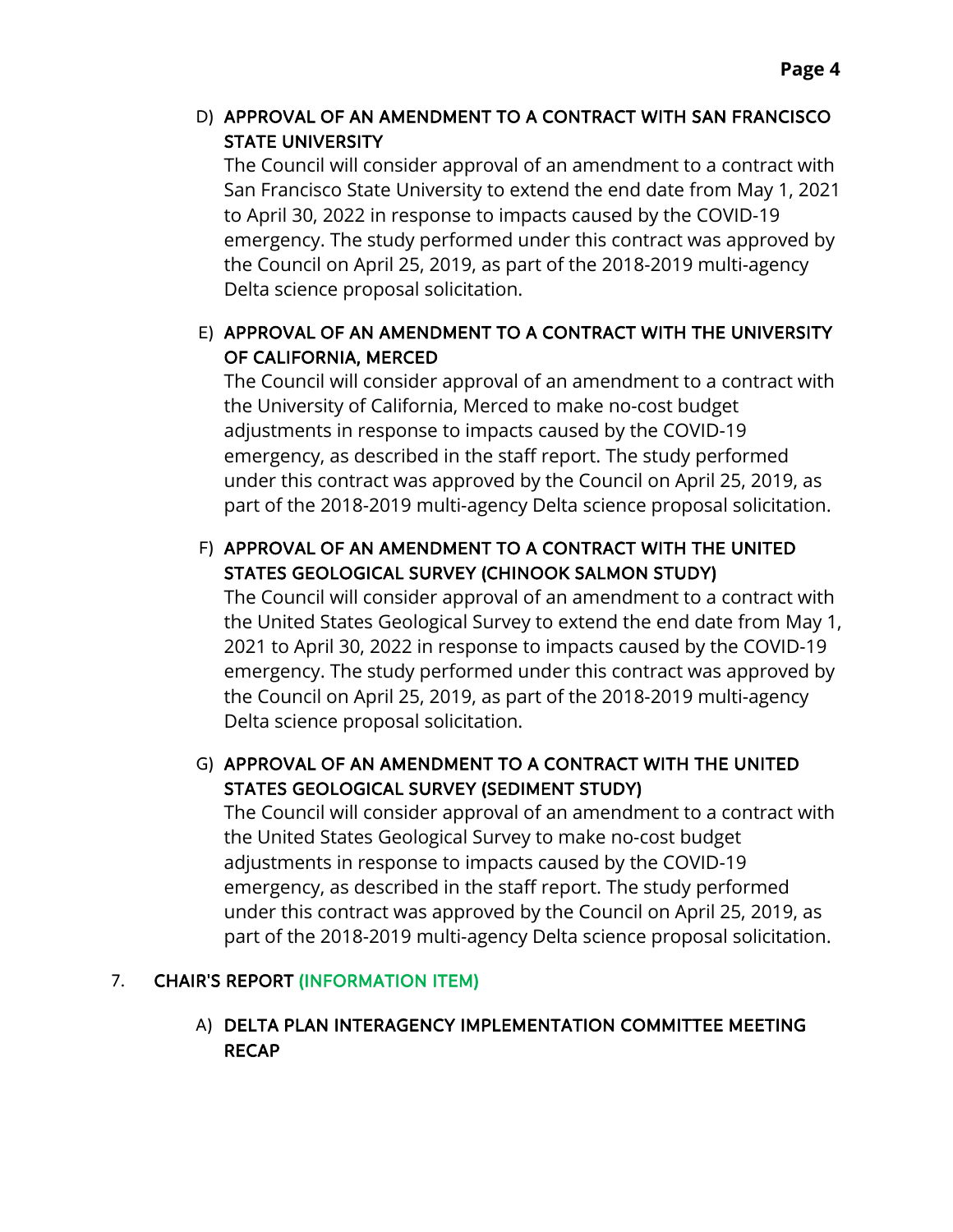D) **APPROVAL OF AN AMENDMENT TO A CONTRACT WITH SAN FRANCISCO STATE UNIVERSITY**

The Council will consider approval of an amendment to a contract with San Francisco State University to extend the end date from May 1, 2021 to April 30, 2022 in response to impacts caused by the COVID-19 emergency. The study performed under this contract was approved by the Council on April 25, 2019, as part of the 2018-2019 multi-agency Delta science proposal solicitation.

E) **APPROVAL OF AN AMENDMENT TO A CONTRACT WITH THE UNIVERSITY OF CALIFORNIA, MERCED**

The Council will consider approval of an amendment to a contract with the University of California, Merced to make no-cost budget adjustments in response to impacts caused by the COVID-19 emergency, as described in the staff report. The study performed under this contract was approved by the Council on April 25, 2019, as part of the 2018-2019 multi-agency Delta science proposal solicitation.

F) **APPROVAL OF AN AMENDMENT TO A CONTRACT WITH THE UNITED STATES GEOLOGICAL SURVEY (CHINOOK SALMON STUDY)**

The Council will consider approval of an amendment to a contract with the United States Geological Survey to extend the end date from May 1, 2021 to April 30, 2022 in response to impacts caused by the COVID-19 emergency. The study performed under this contract was approved by the Council on April 25, 2019, as part of the 2018-2019 multi-agency Delta science proposal solicitation.

G) **APPROVAL OF AN AMENDMENT TO A CONTRACT WITH THE UNITED STATES GEOLOGICAL SURVEY (SEDIMENT STUDY)**

The Council will consider approval of an amendment to a contract with the United States Geological Survey to make no-cost budget adjustments in response to impacts caused by the COVID-19 emergency, as described in the staff report. The study performed under this contract was approved by the Council on April 25, 2019, as part of the 2018-2019 multi-agency Delta science proposal solicitation.

7. **CHAIR'S REPORT (INFORMATION ITEM)**

A) **DELTA PLAN INTERAGENCY IMPLEMENTATION COMMITTEE MEETING RECAP**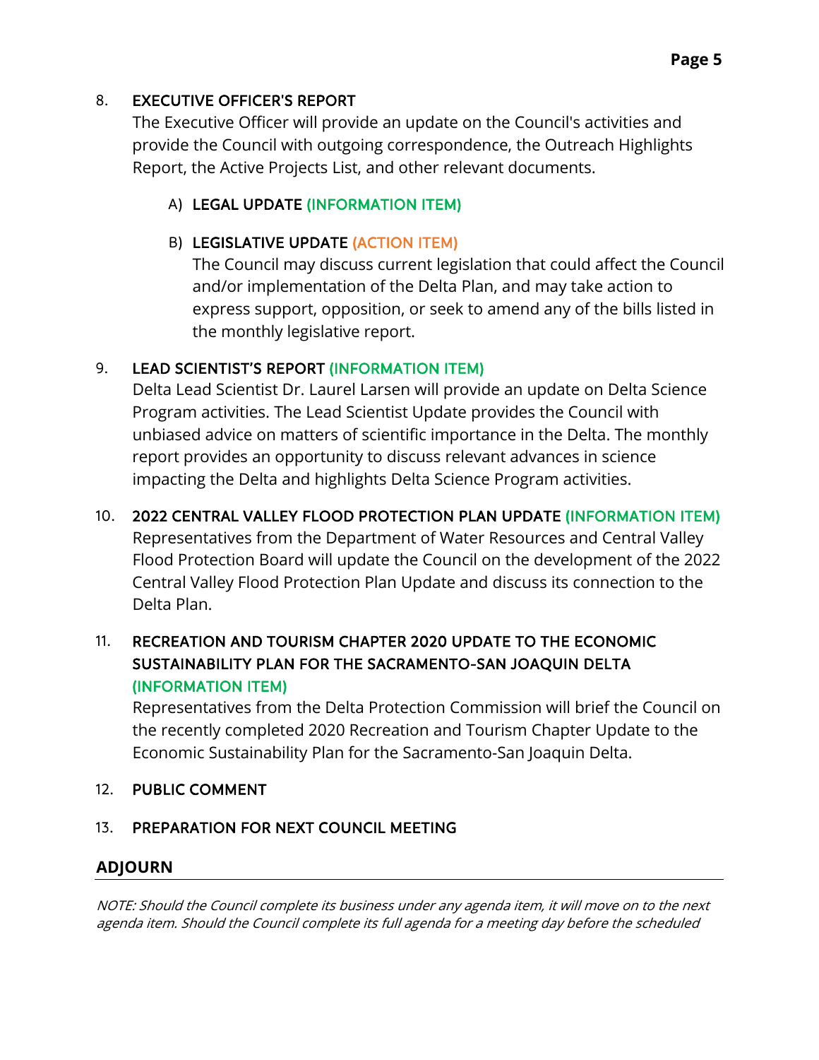8. **EXECUTIVE OFFICER'S REPORT**
   The Executive Officer will provide an update on the Council's activities and provide the Council with outgoing correspondence, the Outreach Highlights Report, the Active Projects List, and other relevant documents.

   A) **LEGAL UPDATE (INFORMATION ITEM)**

   B) **LEGISLATIVE UPDATE (ACTION ITEM)**
      The Council may discuss current legislation that could affect the Council and/or implementation of the Delta Plan, and may take action to express support, opposition, or seek to amend any of the bills listed in the monthly legislative report.

9. **LEAD SCIENTIST'S REPORT (INFORMATION ITEM)**
   Delta Lead Scientist Dr. Laurel Larsen will provide an update on Delta Science Program activities. The Lead Scientist Update provides the Council with unbiased advice on matters of scientific importance in the Delta. The monthly report provides an opportunity to discuss relevant advances in science impacting the Delta and highlights Delta Science Program activities.

10. **2022 CENTRAL VALLEY FLOOD PROTECTION PLAN UPDATE (INFORMATION ITEM)**
    Representatives from the Department of Water Resources and Central Valley Flood Protection Board will update the Council on the development of the 2022 Central Valley Flood Protection Plan Update and discuss its connection to the Delta Plan.

11. **RECREATION AND TOURISM CHAPTER 2020 UPDATE TO THE ECONOMIC SUSTAINABILITY PLAN FOR THE SACRAMENTO-SAN JOAQUIN DELTA (INFORMATION ITEM)**
    Representatives from the Delta Protection Commission will brief the Council on the recently completed 2020 Recreation and Tourism Chapter Update to the Economic Sustainability Plan for the Sacramento-San Joaquin Delta.

12. **PUBLIC COMMENT**

13. **PREPARATION FOR NEXT COUNCIL MEETING**

## ADJOURN

*NOTE: Should the Council complete its business under any agenda item, it will move on to the next agenda item. Should the Council complete its full agenda for a meeting day before the scheduled*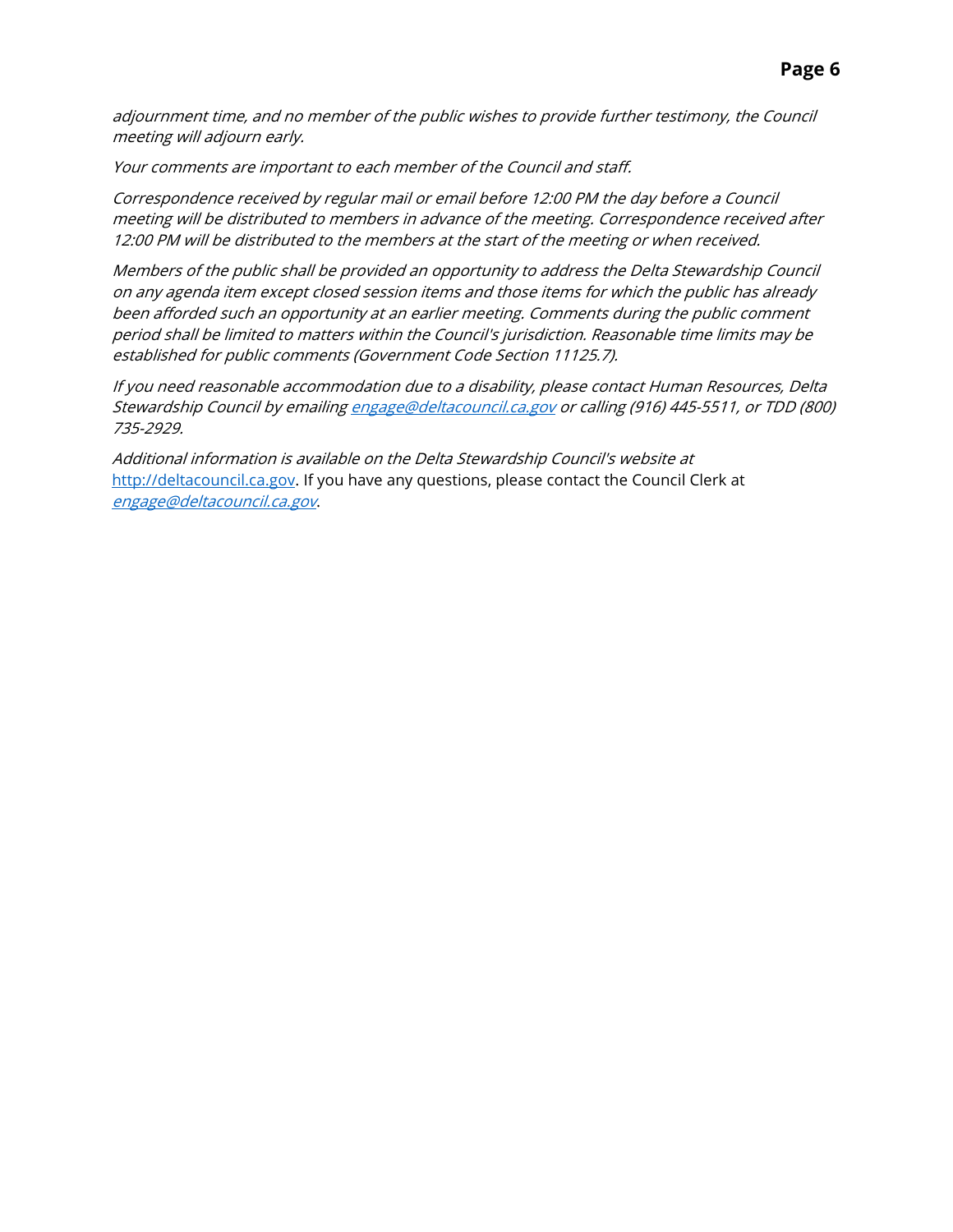*adjournment time, and no member of the public wishes to provide further testimony, the Council meeting will adjourn early.*

*Your comments are important to each member of the Council and staff.*

*Correspondence received by regular mail or email before 12:00 PM the day before a Council meeting will be distributed to members in advance of the meeting. Correspondence received after 12:00 PM will be distributed to the members at the start of the meeting or when received.*

*Members of the public shall be provided an opportunity to address the Delta Stewardship Council on any agenda item except closed session items and those items for which the public has already been afforded such an opportunity at an earlier meeting. Comments during the public comment period shall be limited to matters within the Council's jurisdiction. Reasonable time limits may be established for public comments (Government Code Section 11125.7).*

*If you need reasonable accommodation due to a disability, please contact Human Resources, Delta Stewardship Council by emailing [engage@deltacouncil.ca.gov](mailto:engage@deltacouncil.ca.gov) or calling (916) 445-5511, or TDD (800) 735-2929.*

*Additional information is available on the Delta Stewardship Council's website at* [http://deltacouncil.ca.gov](http://deltacouncil.ca.gov). If you have any questions, please contact the Council Clerk at *[engage@deltacouncil.ca.gov](mailto:engage@deltacouncil.ca.gov)*.